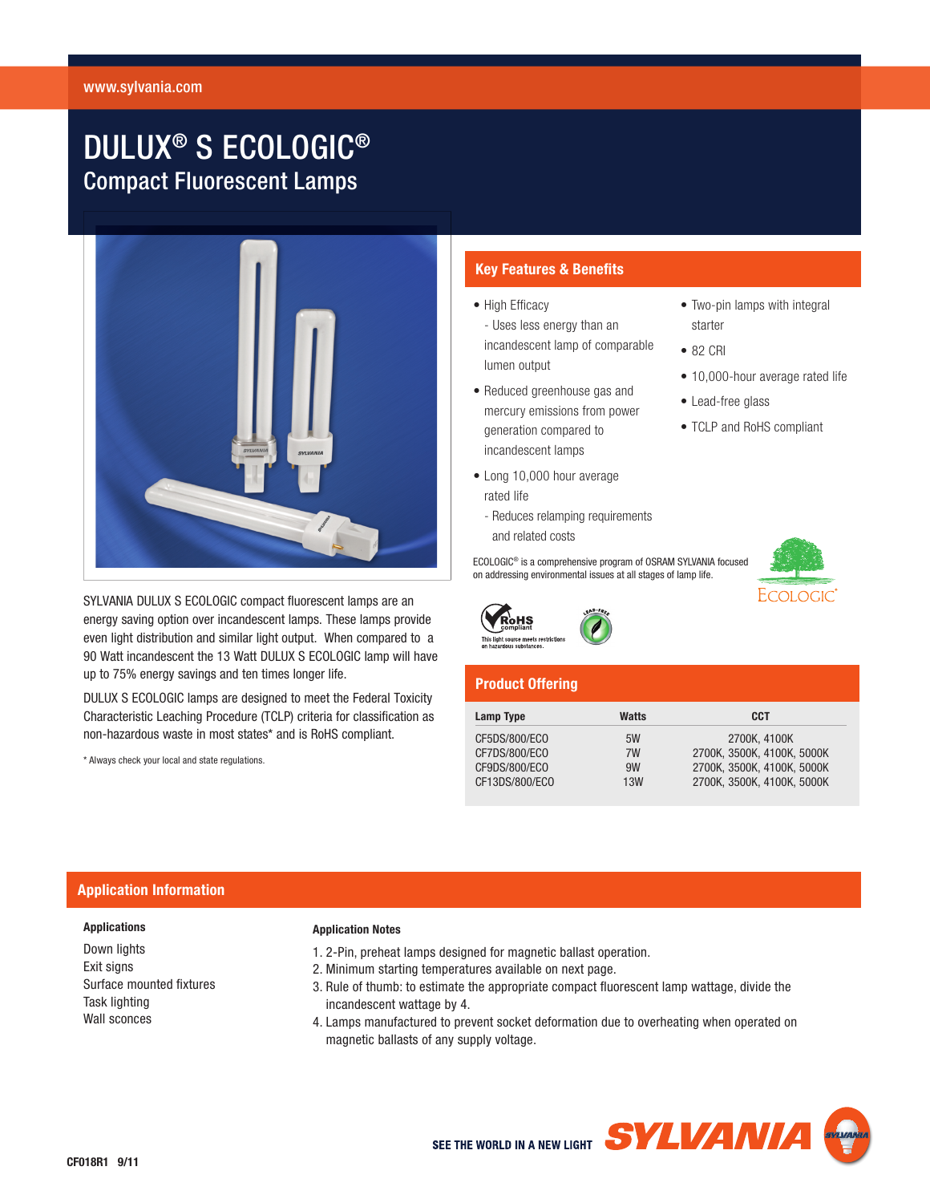www.sylvania.com

# DULUX® S ECOLOGIC®

## Compact Fluorescent Lamps

SYLVANIA DULUX S ECOLOGIC compact fluorescent lamps are an energy saving option over incandescent lamps. These lamps provide even light distribution and similar light output. When compared to a 90 Watt incandescent the 13 Watt DULUX S ECOLOGIC lamp will have up to 75% energy savings and ten times longer life.

DULUX S ECOLOGIC lamps are designed to meet the Federal Toxicity Characteristic Leaching Procedure (TCLP) criteria for classification as non-hazardous waste in most states* and is RoHS compliant.

* Always check your local and state regulations.

## Key Features & Benefits

- High Efficacy
  - Uses less energy than an incandescent lamp of comparable lumen output
- Reduced greenhouse gas and mercury emissions from power generation compared to incandescent lamps
- Long 10,000 hour average rated life
  - Reduces relamping requirements and related costs
- Two-pin lamps with integral starter
- 82 CRI
- 10,000-hour average rated life
- Lead-free glass
- TCLP and RoHS compliant

ECOLOGIC® is a comprehensive program of OSRAM SYLVANIA focused on addressing environmental issues at all stages of lamp life.

RoHS compliant — This light source meets restrictions on hazardous substances.

## Product Offering

| Lamp Type | Watts | CCT |
|---|---|---|
| CF5DS/800/ECO | 5W | 2700K, 4100K |
| CF7DS/800/ECO | 7W | 2700K, 3500K, 4100K, 5000K |
| CF9DS/800/ECO | 9W | 2700K, 3500K, 4100K, 5000K |
| CF13DS/800/ECO | 13W | 2700K, 3500K, 4100K, 5000K |

## Application Information

**Applications**

Down lights
Exit signs
Surface mounted fixtures
Task lighting
Wall sconces

**Application Notes**

1. 2-Pin, preheat lamps designed for magnetic ballast operation.
2. Minimum starting temperatures available on next page.
3. Rule of thumb: to estimate the appropriate compact fluorescent lamp wattage, divide the incandescent wattage by 4.
4. Lamps manufactured to prevent socket deformation due to overheating when operated on magnetic ballasts of any supply voltage.

SEE THE WORLD IN A NEW LIGHT SYLVANIA

CF018R1 9/11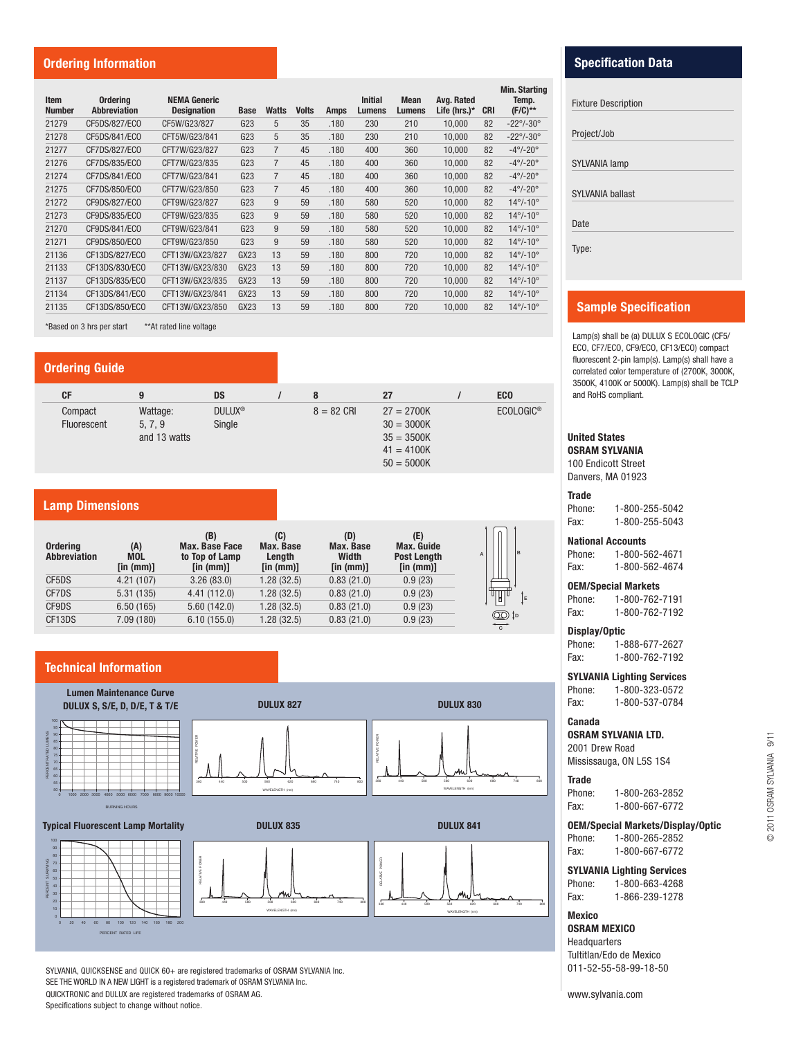## Ordering Information

| Item Number | Ordering Abbreviation | NEMA Generic Designation | Base | Watts | Volts | Amps | Initial Lumens | Mean Lumens | Avg. Rated Life (hrs.)* | CRI | Min. Starting Temp. (F/C)** |
|---|---|---|---|---|---|---|---|---|---|---|---|
| 21279 | CF5DS/827/ECO | CF5W/G23/827 | G23 | 5 | 35 | .180 | 230 | 210 | 10,000 | 82 | -22°/-30° |
| 21278 | CF5DS/841/ECO | CFT5W/G23/841 | G23 | 5 | 35 | .180 | 230 | 210 | 10,000 | 82 | -22°/-30° |
| 21277 | CF7DS/827/ECO | CFT7W/G23/827 | G23 | 7 | 45 | .180 | 400 | 360 | 10,000 | 82 | -4°/-20° |
| 21276 | CF7DS/835/ECO | CFT7W/G23/835 | G23 | 7 | 45 | .180 | 400 | 360 | 10,000 | 82 | -4°/-20° |
| 21274 | CF7DS/841/ECO | CFT7W/G23/841 | G23 | 7 | 45 | .180 | 400 | 360 | 10,000 | 82 | -4°/-20° |
| 21275 | CF7DS/850/ECO | CFT7W/G23/850 | G23 | 7 | 45 | .180 | 400 | 360 | 10,000 | 82 | -4°/-20° |
| 21272 | CF9DS/827/ECO | CFT9W/G23/827 | G23 | 9 | 59 | .180 | 580 | 520 | 10,000 | 82 | 14°/-10° |
| 21273 | CF9DS/835/ECO | CFT9W/G23/835 | G23 | 9 | 59 | .180 | 580 | 520 | 10,000 | 82 | 14°/-10° |
| 21270 | CF9DS/841/ECO | CFT9W/G23/841 | G23 | 9 | 59 | .180 | 580 | 520 | 10,000 | 82 | 14°/-10° |
| 21271 | CF9DS/850/ECO | CFT9W/G23/850 | G23 | 9 | 59 | .180 | 580 | 520 | 10,000 | 82 | 14°/-10° |
| 21136 | CF13DS/827/ECO | CFT13W/GX23/827 | GX23 | 13 | 59 | .180 | 800 | 720 | 10,000 | 82 | 14°/-10° |
| 21133 | CF13DS/830/ECO | CFT13W/GX23/830 | GX23 | 13 | 59 | .180 | 800 | 720 | 10,000 | 82 | 14°/-10° |
| 21137 | CF13DS/835/ECO | CFT13W/GX23/835 | GX23 | 13 | 59 | .180 | 800 | 720 | 10,000 | 82 | 14°/-10° |
| 21134 | CF13DS/841/ECO | CFT13W/GX23/841 | GX23 | 13 | 59 | .180 | 800 | 720 | 10,000 | 82 | 14°/-10° |
| 21135 | CF13DS/850/ECO | CFT13W/GX23/850 | GX23 | 13 | 59 | .180 | 800 | 720 | 10,000 | 82 | 14°/-10° |

*Based on 3 hrs per start **At rated line voltage

## Ordering Guide

| CF | 9 | DS | / | 8 | 27 | / | ECO |
|---|---|---|---|---|---|---|---|
| Compact Fluorescent | Wattage: 5, 7, 9 and 13 watts | DULUX® Single | | 8 = 82 CRI | 27 = 2700K<br>30 = 3000K<br>35 = 3500K<br>41 = 4100K<br>50 = 5000K | | ECOLOGIC® |

## Lamp Dimensions

| Ordering Abbreviation | (A) MOL [in (mm)] | (B) Max. Base Face to Top of Lamp [in (mm)] | (C) Max. Base Length [in (mm)] | (D) Max. Base Width [in (mm)] | (E) Max. Guide Post Length [in (mm)] |
|---|---|---|---|---|---|
| CF5DS | 4.21 (107) | 3.26 (83.0) | 1.28 (32.5) | 0.83 (21.0) | 0.9 (23) |
| CF7DS | 5.31 (135) | 4.41 (112.0) | 1.28 (32.5) | 0.83 (21.0) | 0.9 (23) |
| CF9DS | 6.50 (165) | 5.60 (142.0) | 1.28 (32.5) | 0.83 (21.0) | 0.9 (23) |
| CF13DS | 7.09 (180) | 6.10 (155.0) | 1.28 (32.5) | 0.83 (21.0) | 0.9 (23) |

A
B
E
D
C

## Technical Information

**Lumen Maintenance Curve DULUX S, S/E, D, D/E, T & T/E**

PERCENT RATED LUMENS
BURNING HOURS

**DULUX 827**

**DULUX 830**

**Typical Fluorescent Lamp Mortality**

PERCENT SURVIVING
PERCENT RATED LIFE

**DULUX 835**

**DULUX 841**

RELATIVE POWER
WAVELENGTH (nm)

SYLVANIA, QUICKSENSE and QUICK 60+ are registered trademarks of OSRAM SYLVANIA Inc.
SEE THE WORLD IN A NEW LIGHT is a registered trademark of OSRAM SYLVANIA Inc.
QUICKTRONIC and DULUX are registered trademarks of OSRAM AG.
Specifications subject to change without notice.

## Specification Data

Fixture Description

Project/Job

SYLVANIA lamp

SYLVANIA ballast

Date

Type:

## Sample Specification

Lamp(s) shall be (a) DULUX S ECOLOGIC (CF5/ECO, CF7/ECO, CF9/ECO, CF13/ECO) compact fluorescent 2-pin lamp(s). Lamp(s) shall have a correlated color temperature of (2700K, 3000K, 3500K, 4100K or 5000K). Lamp(s) shall be TCLP and RoHS compliant.

**United States**
**OSRAM SYLVANIA**
100 Endicott Street
Danvers, MA 01923

**Trade**
Phone: 1-800-255-5042
Fax: 1-800-255-5043

**National Accounts**
Phone: 1-800-562-4671
Fax: 1-800-562-4674

**OEM/Special Markets**
Phone: 1-800-762-7191
Fax: 1-800-762-7192

**Display/Optic**
Phone: 1-888-677-2627
Fax: 1-800-762-7192

**SYLVANIA Lighting Services**
Phone: 1-800-323-0572
Fax: 1-800-537-0784

**Canada**
**OSRAM SYLVANIA LTD.**
2001 Drew Road
Mississauga, ON L5S 1S4

**Trade**
Phone: 1-800-263-2852
Fax: 1-800-667-6772

**OEM/Special Markets/Display/Optic**
Phone: 1-800-265-2852
Fax: 1-800-667-6772

**SYLVANIA Lighting Services**
Phone: 1-800-663-4268
Fax: 1-866-239-1278

**Mexico**
**OSRAM MEXICO**
Headquarters
Tultitlan/Edo de Mexico
011-52-55-58-99-18-50

www.sylvania.com

© 2011 OSRAM SYLVANIA 9/11